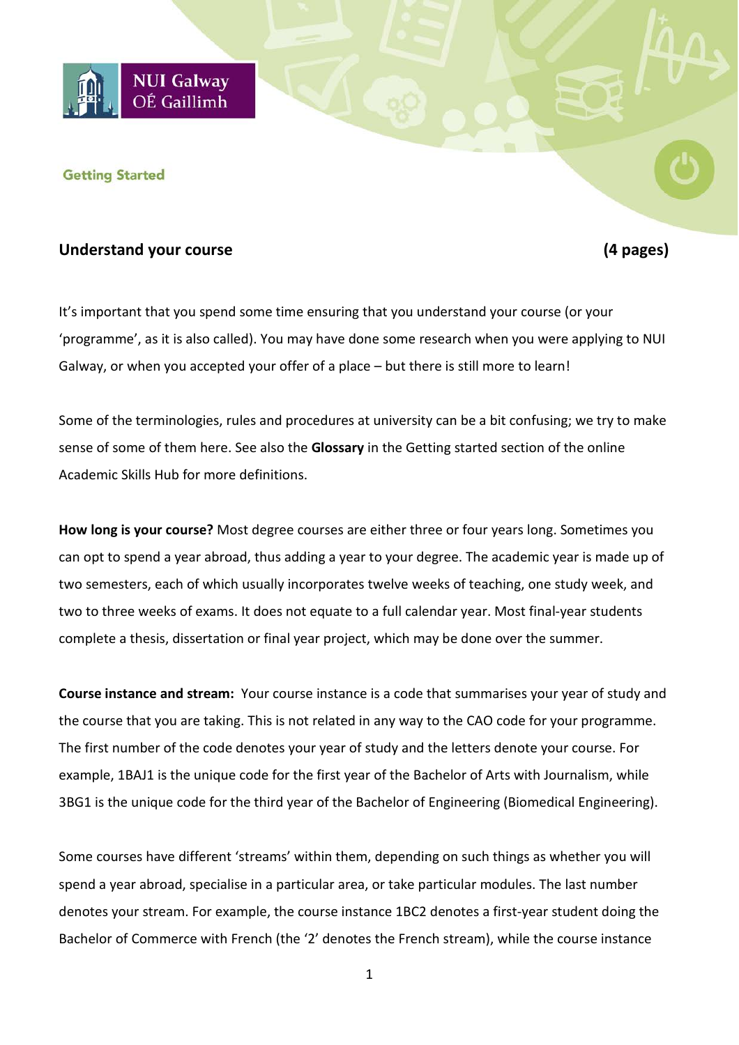NUI Galway
OÉ Gaillimh

Getting Started

## Understand your course (4 pages)

It's important that you spend some time ensuring that you understand your course (or your 'programme', as it is also called). You may have done some research when you were applying to NUI Galway, or when you accepted your offer of a place – but there is still more to learn!

Some of the terminologies, rules and procedures at university can be a bit confusing; we try to make sense of some of them here. See also the **Glossary** in the Getting started section of the online Academic Skills Hub for more definitions.

**How long is your course?** Most degree courses are either three or four years long. Sometimes you can opt to spend a year abroad, thus adding a year to your degree. The academic year is made up of two semesters, each of which usually incorporates twelve weeks of teaching, one study week, and two to three weeks of exams. It does not equate to a full calendar year. Most final-year students complete a thesis, dissertation or final year project, which may be done over the summer.

**Course instance and stream:** Your course instance is a code that summarises your year of study and the course that you are taking. This is not related in any way to the CAO code for your programme. The first number of the code denotes your year of study and the letters denote your course. For example, 1BAJ1 is the unique code for the first year of the Bachelor of Arts with Journalism, while 3BG1 is the unique code for the third year of the Bachelor of Engineering (Biomedical Engineering).

Some courses have different 'streams' within them, depending on such things as whether you will spend a year abroad, specialise in a particular area, or take particular modules. The last number denotes your stream. For example, the course instance 1BC2 denotes a first-year student doing the Bachelor of Commerce with French (the '2' denotes the French stream), while the course instance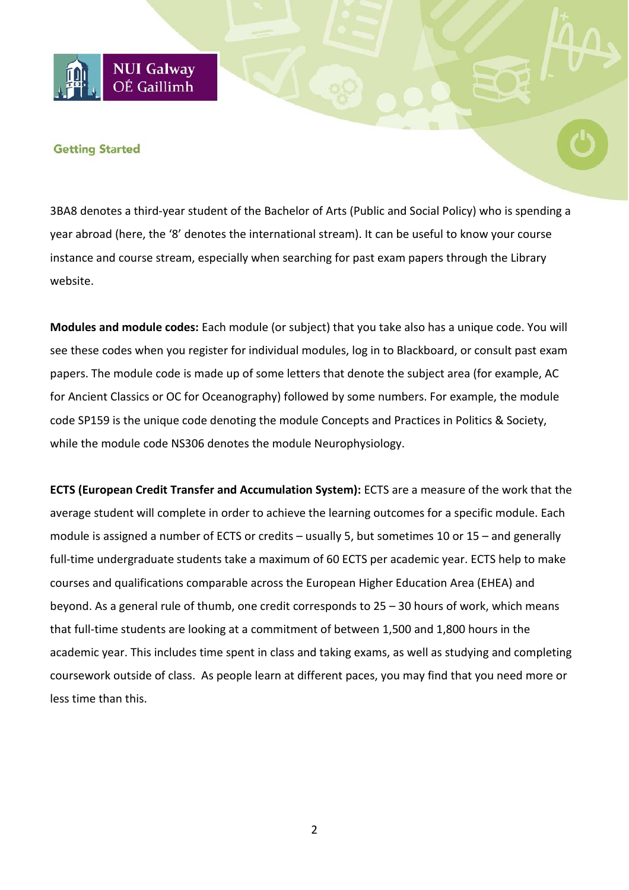3BA8 denotes a third-year student of the Bachelor of Arts (Public and Social Policy) who is spending a year abroad (here, the '8' denotes the international stream). It can be useful to know your course instance and course stream, especially when searching for past exam papers through the Library website.

**Modules and module codes:** Each module (or subject) that you take also has a unique code. You will see these codes when you register for individual modules, log in to Blackboard, or consult past exam papers. The module code is made up of some letters that denote the subject area (for example, AC for Ancient Classics or OC for Oceanography) followed by some numbers. For example, the module code SP159 is the unique code denoting the module Concepts and Practices in Politics & Society, while the module code NS306 denotes the module Neurophysiology.

**ECTS (European Credit Transfer and Accumulation System):** ECTS are a measure of the work that the average student will complete in order to achieve the learning outcomes for a specific module. Each module is assigned a number of ECTS or credits – usually 5, but sometimes 10 or 15 – and generally full-time undergraduate students take a maximum of 60 ECTS per academic year. ECTS help to make courses and qualifications comparable across the European Higher Education Area (EHEA) and beyond. As a general rule of thumb, one credit corresponds to 25 – 30 hours of work, which means that full-time students are looking at a commitment of between 1,500 and 1,800 hours in the academic year. This includes time spent in class and taking exams, as well as studying and completing coursework outside of class. As people learn at different paces, you may find that you need more or less time than this.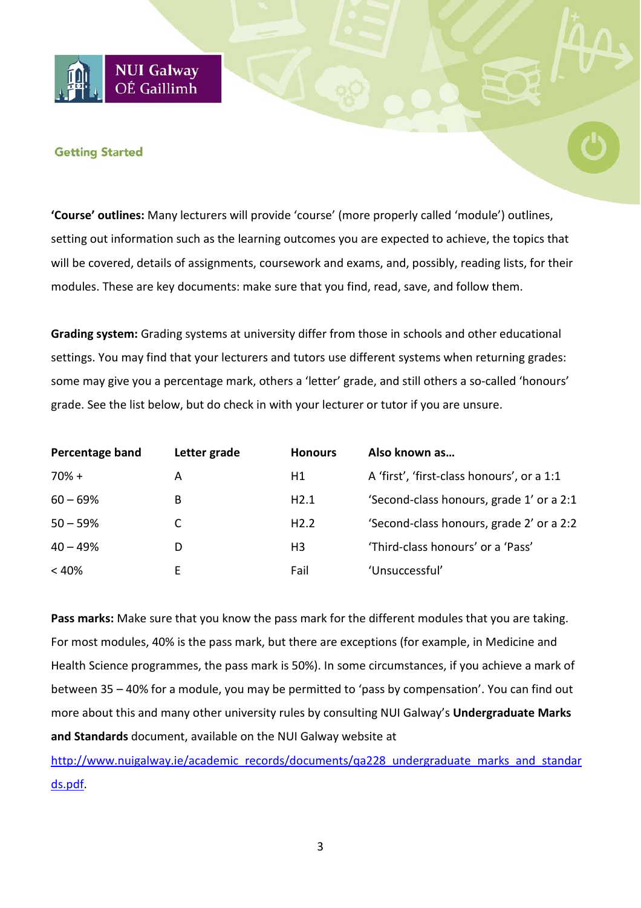## Getting Started

**'Course' outlines:** Many lecturers will provide 'course' (more properly called 'module') outlines, setting out information such as the learning outcomes you are expected to achieve, the topics that will be covered, details of assignments, coursework and exams, and, possibly, reading lists, for their modules. These are key documents: make sure that you find, read, save, and follow them.

**Grading system:** Grading systems at university differ from those in schools and other educational settings. You may find that your lecturers and tutors use different systems when returning grades: some may give you a percentage mark, others a 'letter' grade, and still others a so-called 'honours' grade. See the list below, but do check in with your lecturer or tutor if you are unsure.

| Percentage band | Letter grade | Honours | Also known as… |
|---|---|---|---|
| 70% + | A | H1 | A 'first', 'first-class honours', or a 1:1 |
| 60 – 69% | B | H2.1 | 'Second-class honours, grade 1' or a 2:1 |
| 50 – 59% | C | H2.2 | 'Second-class honours, grade 2' or a 2:2 |
| 40 – 49% | D | H3 | 'Third-class honours' or a 'Pass' |
| < 40% | E | Fail | 'Unsuccessful' |

**Pass marks:** Make sure that you know the pass mark for the different modules that you are taking. For most modules, 40% is the pass mark, but there are exceptions (for example, in Medicine and Health Science programmes, the pass mark is 50%). In some circumstances, if you achieve a mark of between 35 – 40% for a module, you may be permitted to 'pass by compensation'. You can find out more about this and many other university rules by consulting NUI Galway's **Undergraduate Marks and Standards** document, available on the NUI Galway website at http://www.nuigalway.ie/academic_records/documents/qa228_undergraduate_marks_and_standards.pdf.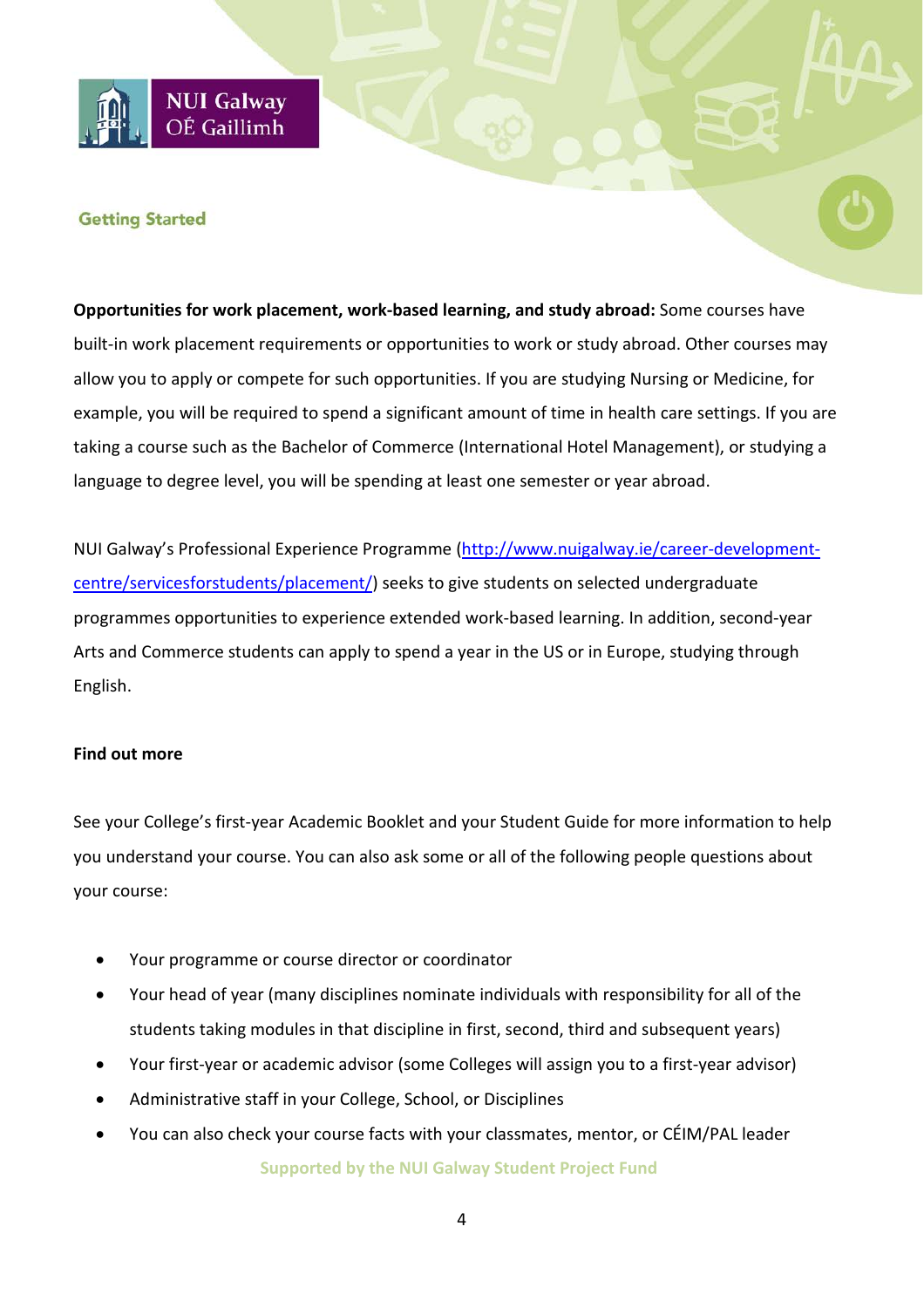## Getting Started

**Opportunities for work placement, work-based learning, and study abroad:** Some courses have built-in work placement requirements or opportunities to work or study abroad. Other courses may allow you to apply or compete for such opportunities. If you are studying Nursing or Medicine, for example, you will be required to spend a significant amount of time in health care settings. If you are taking a course such as the Bachelor of Commerce (International Hotel Management), or studying a language to degree level, you will be spending at least one semester or year abroad.

NUI Galway's Professional Experience Programme (http://www.nuigalway.ie/career-development-centre/servicesforstudents/placement/) seeks to give students on selected undergraduate programmes opportunities to experience extended work-based learning. In addition, second-year Arts and Commerce students can apply to spend a year in the US or in Europe, studying through English.

**Find out more**

See your College's first-year Academic Booklet and your Student Guide for more information to help you understand your course. You can also ask some or all of the following people questions about your course:

- Your programme or course director or coordinator
- Your head of year (many disciplines nominate individuals with responsibility for all of the students taking modules in that discipline in first, second, third and subsequent years)
- Your first-year or academic advisor (some Colleges will assign you to a first-year advisor)
- Administrative staff in your College, School, or Disciplines
- You can also check your course facts with your classmates, mentor, or CÉIM/PAL leader

Supported by the NUI Galway Student Project Fund